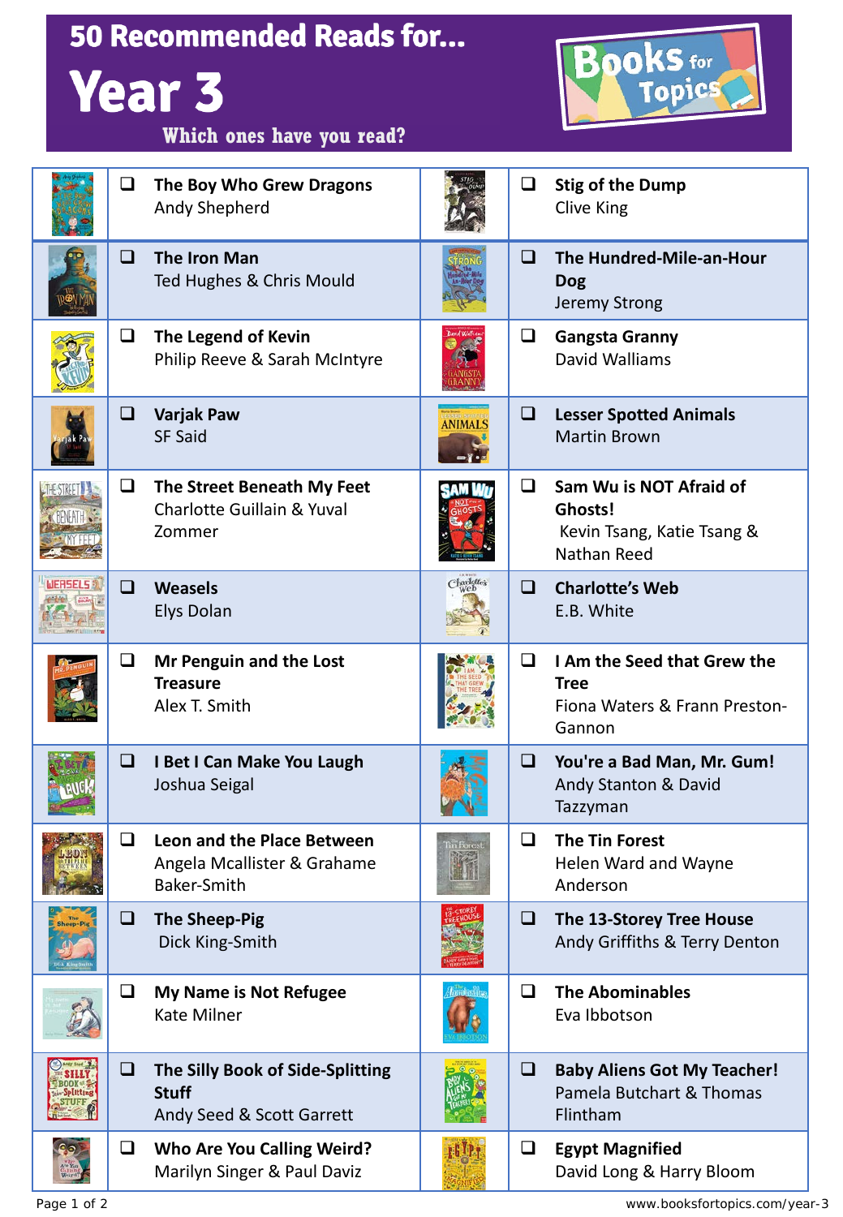# 50 Recommended Reads for...

# Year 3

**Which ones have you read?**

Books for Topics

| | | | |
|---|---|---|---|
| | ❑ **The Boy Who Grew Dragons** Andy Shepherd | | ❑ **Stig of the Dump** Clive King |
| | ❑ **The Iron Man** Ted Hughes & Chris Mould | | ❑ **The Hundred-Mile-an-Hour Dog** Jeremy Strong |
| | ❑ **The Legend of Kevin** Philip Reeve & Sarah McIntyre | | ❑ **Gangsta Granny** David Walliams |
| | ❑ **Varjak Paw** SF Said | | ❑ **Lesser Spotted Animals** Martin Brown |
| | ❑ **The Street Beneath My Feet** Charlotte Guillain & Yuval Zommer | | ❑ **Sam Wu is NOT Afraid of Ghosts!** Kevin Tsang, Katie Tsang & Nathan Reed |
| | ❑ **Weasels** Elys Dolan | | ❑ **Charlotte's Web** E.B. White |
| | ❑ **Mr Penguin and the Lost Treasure** Alex T. Smith | | ❑ **I Am the Seed that Grew the Tree** Fiona Waters & Frann Preston-Gannon |
| | ❑ **I Bet I Can Make You Laugh** Joshua Seigal | | ❑ **You're a Bad Man, Mr. Gum!** Andy Stanton & David Tazzyman |
| | ❑ **Leon and the Place Between** Angela Mcallister & Grahame Baker-Smith | | ❑ **The Tin Forest** Helen Ward and Wayne Anderson |
| | ❑ **The Sheep-Pig** Dick King-Smith | | ❑ **The 13-Storey Tree House** Andy Griffiths & Terry Denton |
| | ❑ **My Name is Not Refugee** Kate Milner | | ❑ **The Abominables** Eva Ibbotson |
| | ❑ **The Silly Book of Side-Splitting Stuff** Andy Seed & Scott Garrett | | ❑ **Baby Aliens Got My Teacher!** Pamela Butchart & Thomas Flintham |
| | ❑ **Who Are You Calling Weird?** Marilyn Singer & Paul Daviz | | ❑ **Egypt Magnified** David Long & Harry Bloom |

www.booksfortopics.com/year-3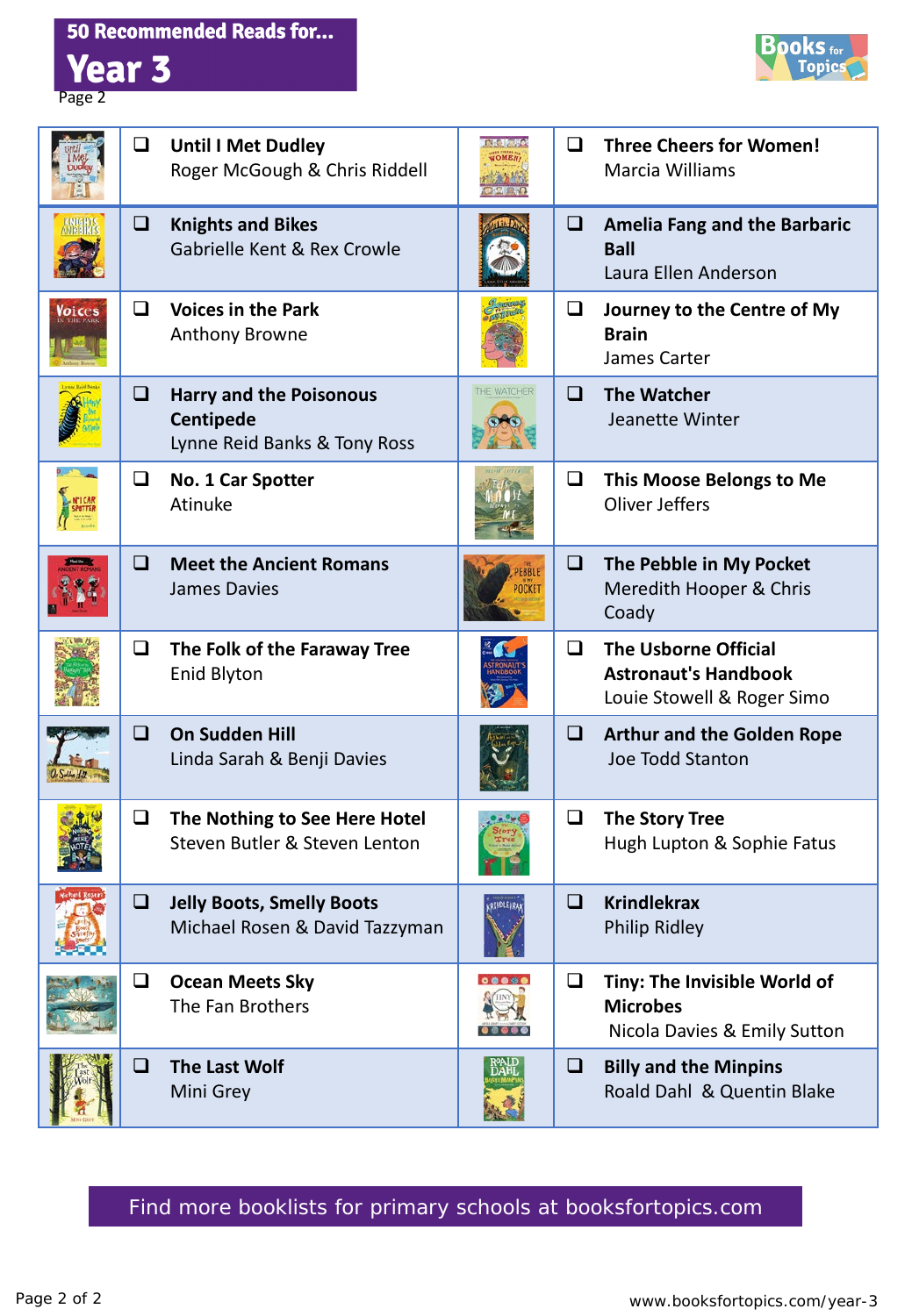# 50 Recommended Reads for...

# Year 3

| | | | |
|---|---|---|---|
| | ❑ **Until I Met Dudley** Roger McGough & Chris Riddell | | ❑ **Three Cheers for Women!** Marcia Williams |
| | ❑ **Knights and Bikes** Gabrielle Kent & Rex Crowle | | ❑ **Amelia Fang and the Barbaric Ball** Laura Ellen Anderson |
| | ❑ **Voices in the Park** Anthony Browne | | ❑ **Journey to the Centre of My Brain** James Carter |
| | ❑ **Harry and the Poisonous Centipede** Lynne Reid Banks & Tony Ross | | ❑ **The Watcher** Jeanette Winter |
| | ❑ **No. 1 Car Spotter** Atinuke | | ❑ **This Moose Belongs to Me** Oliver Jeffers |
| | ❑ **Meet the Ancient Romans** James Davies | | ❑ **The Pebble in My Pocket** Meredith Hooper & Chris Coady |
| | ❑ **The Folk of the Faraway Tree** Enid Blyton | | ❑ **The Usborne Official Astronaut's Handbook** Louie Stowell & Roger Simo |
| | ❑ **On Sudden Hill** Linda Sarah & Benji Davies | | ❑ **Arthur and the Golden Rope** Joe Todd Stanton |
| | ❑ **The Nothing to See Here Hotel** Steven Butler & Steven Lenton | | ❑ **The Story Tree** Hugh Lupton & Sophie Fatus |
| | ❑ **Jelly Boots, Smelly Boots** Michael Rosen & David Tazzyman | | ❑ **Krindlekrax** Philip Ridley |
| | ❑ **Ocean Meets Sky** The Fan Brothers | | ❑ **Tiny: The Invisible World of Microbes** Nicola Davies & Emily Sutton |
| | ❑ **The Last Wolf** Mini Grey | | ❑ **Billy and the Minpins** Roald Dahl & Quentin Blake |

Find more booklists for primary schools at booksfortopics.com

www.booksfortopics.com/year-3